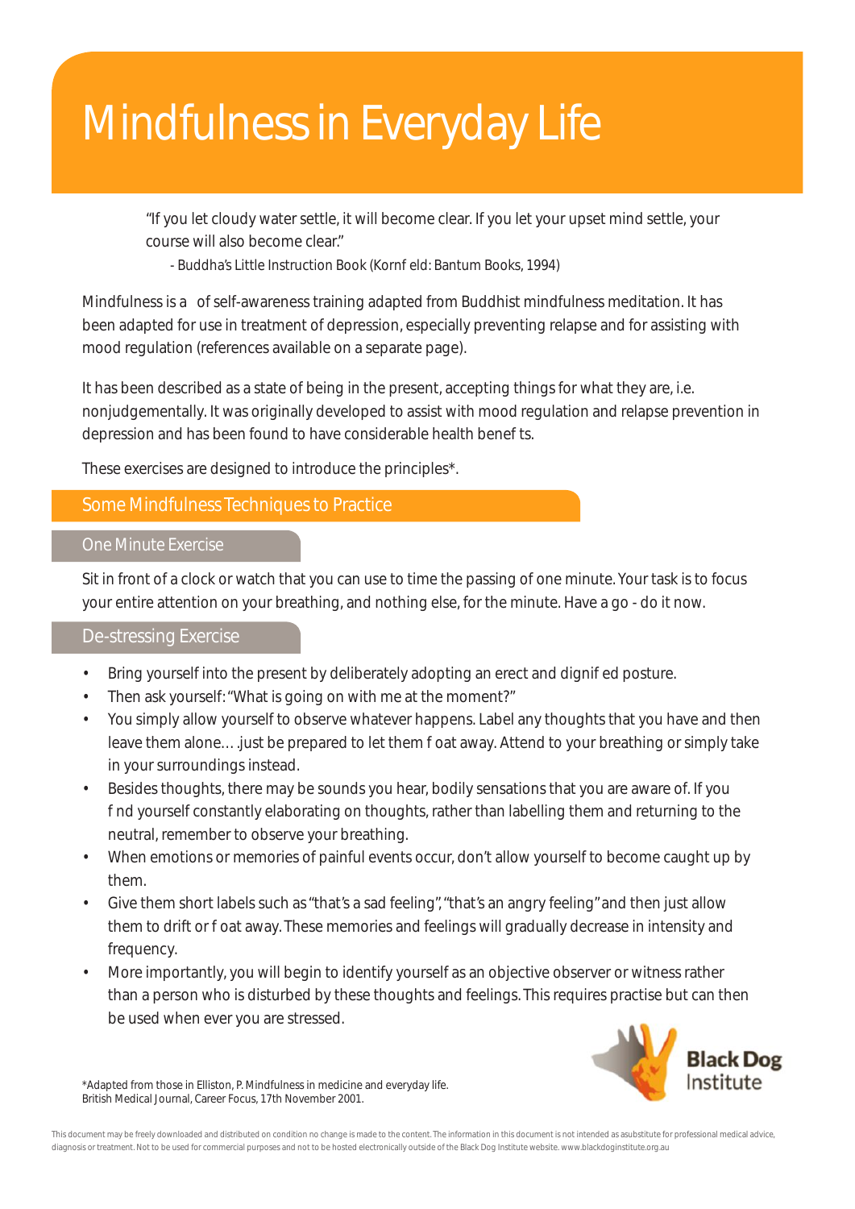# Mindfulness in Everyday Life

> "If you let cloudy water settle, it will become clear. If you let your upset mind settle, your course will also become clear."
>
> - Buddha's Little Instruction Book (Kornf eld: Bantum Books, 1994)

Mindfulness is a  of self-awareness training adapted from Buddhist mindfulness meditation. It has been adapted for use in treatment of depression, especially preventing relapse and for assisting with mood regulation (references available on a separate page).

It has been described as a state of being in the present, accepting things for what they are, i.e. nonjudgementally. It was originally developed to assist with mood regulation and relapse prevention in depression and has been found to have considerable health benef ts.

These exercises are designed to introduce the principles*.

## Some Mindfulness Techniques to Practice

### One Minute Exercise

Sit in front of a clock or watch that you can use to time the passing of one minute. Your task is to focus your entire attention on your breathing, and nothing else, for the minute. Have a go - do it now.

### De-stressing Exercise

- Bring yourself into the present by deliberately adopting an erect and dignif ed posture.
- Then ask yourself: "What is going on with me at the moment?"
- You simply allow yourself to observe whatever happens. Label any thoughts that you have and then leave them alone… .just be prepared to let them f oat away. Attend to your breathing or simply take in your surroundings instead.
- Besides thoughts, there may be sounds you hear, bodily sensations that you are aware of. If you f nd yourself constantly elaborating on thoughts, rather than labelling them and returning to the neutral, remember to observe your breathing.
- When emotions or memories of painful events occur, don't allow yourself to become caught up by them.
- Give them short labels such as "that's a sad feeling", "that's an angry feeling" and then just allow them to drift or f oat away. These memories and feelings will gradually decrease in intensity and frequency.
- More importantly, you will begin to identify yourself as an objective observer or witness rather than a person who is disturbed by these thoughts and feelings. This requires practise but can then be used when ever you are stressed.

*Adapted from those in Elliston, P. Mindfulness in medicine and everyday life. British Medical Journal, Career Focus, 17th November 2001.

This document may be freely downloaded and distributed on condition no change is made to the content. The information in this document is not intended as asubstitute for professional medical advice, diagnosis or treatment. Not to be used for commercial purposes and not to be hosted electronically outside of the Black Dog Institute website. www.blackdoginstitute.org.au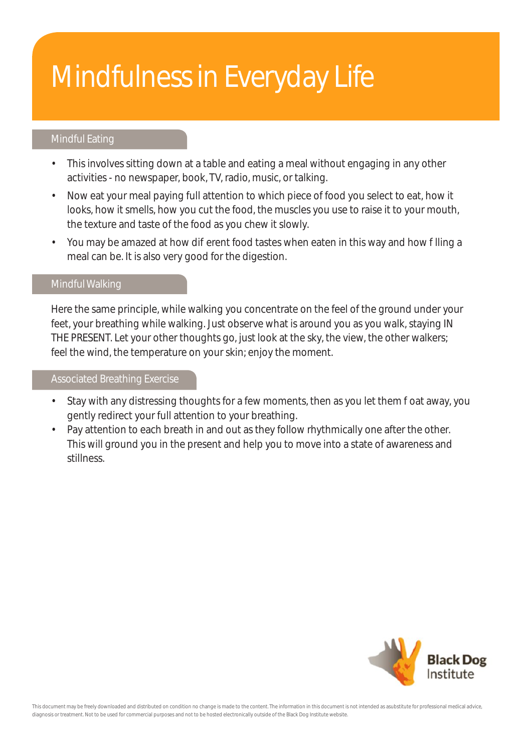# Mindfulness in Everyday Life

## Mindful Eating

- This involves sitting down at a table and eating a meal without engaging in any other activities - no newspaper, book, TV, radio, music, or talking.
- Now eat your meal paying full attention to which piece of food you select to eat, how it looks, how it smells, how you cut the food, the muscles you use to raise it to your mouth, the texture and taste of the food as you chew it slowly.
- You may be amazed at how dif erent food tastes when eaten in this way and how f lling a meal can be. It is also very good for the digestion.

## Mindful Walking

Here the same principle, while walking you concentrate on the feel of the ground under your feet, your breathing while walking. Just observe what is around you as you walk, staying IN THE PRESENT. Let your other thoughts go, just look at the sky, the view, the other walkers; feel the wind, the temperature on your skin; enjoy the moment.

## Associated Breathing Exercise

- Stay with any distressing thoughts for a few moments, then as you let them f oat away, you gently redirect your full attention to your breathing.
- Pay attention to each breath in and out as they follow rhythmically one after the other. This will ground you in the present and help you to move into a state of awareness and stillness.

Black Dog Institute

This document may be freely downloaded and distributed on condition no change is made to the content. The information in this document is not intended as asubstitute for professional medical advice, diagnosis or treatment. Not to be used for commercial purposes and not to be hosted electronically outside of the Black Dog Institute website.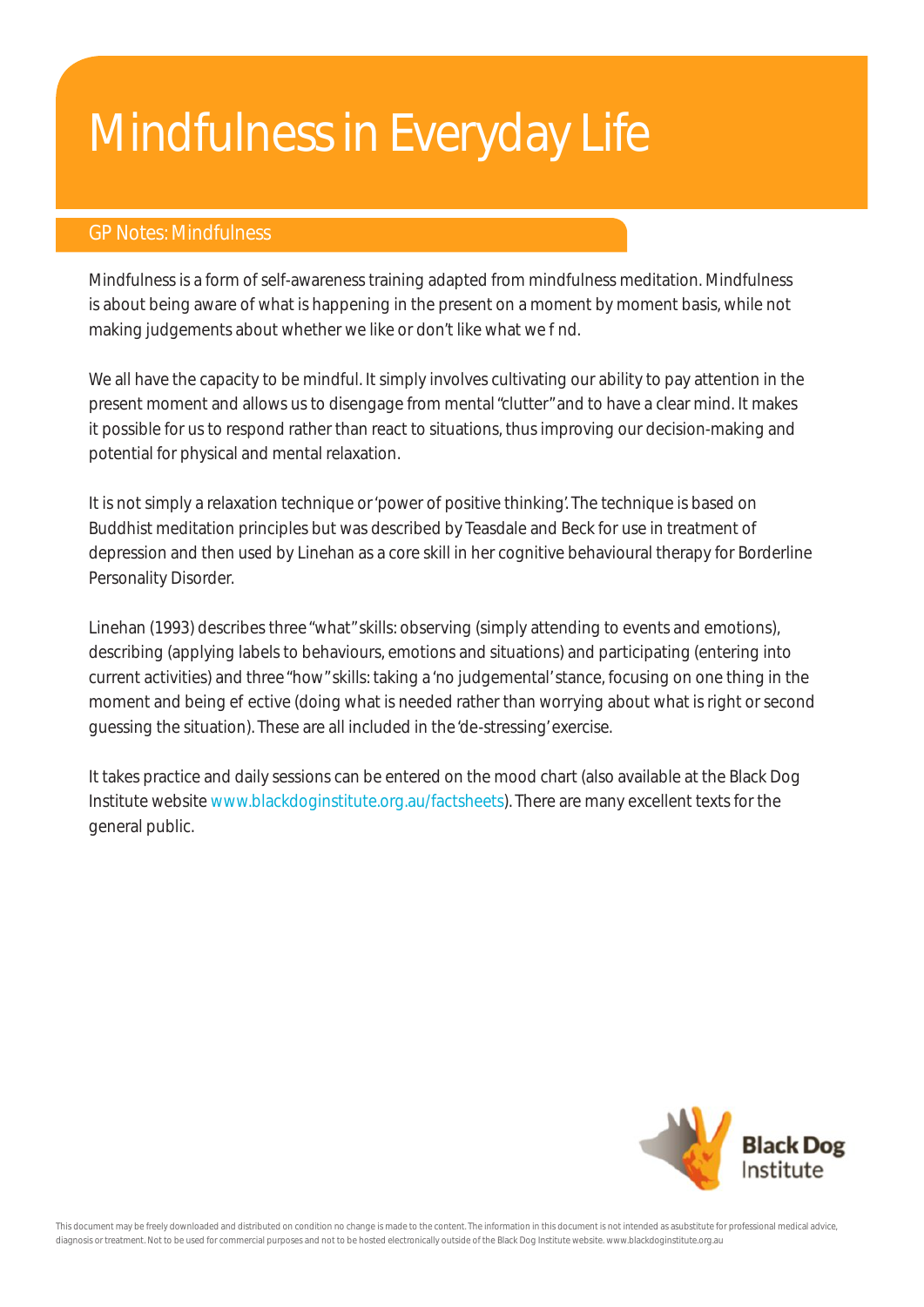# Mindfulness in Everyday Life

## GP Notes: Mindfulness

Mindfulness is a form of self-awareness training adapted from mindfulness meditation. Mindfulness is about being aware of what is happening in the present on a moment by moment basis, while not making judgements about whether we like or don't like what we f nd.

We all have the capacity to be mindful. It simply involves cultivating our ability to pay attention in the present moment and allows us to disengage from mental "clutter" and to have a clear mind. It makes it possible for us to respond rather than react to situations, thus improving our decision-making and potential for physical and mental relaxation.

It is not simply a relaxation technique or 'power of positive thinking'. The technique is based on Buddhist meditation principles but was described by Teasdale and Beck for use in treatment of depression and then used by Linehan as a core skill in her cognitive behavioural therapy for Borderline Personality Disorder.

Linehan (1993) describes three "what" skills: observing (simply attending to events and emotions), describing (applying labels to behaviours, emotions and situations) and participating (entering into current activities) and three "how" skills: taking a 'no judgemental' stance, focusing on one thing in the moment and being ef ective (doing what is needed rather than worrying about what is right or second guessing the situation). These are all included in the 'de-stressing' exercise.

It takes practice and daily sessions can be entered on the mood chart (also available at the Black Dog Institute website www.blackdoginstitute.org.au/factsheets). There are many excellent texts for the general public.

Black Dog Institute

This document may be freely downloaded and distributed on condition no change is made to the content. The information in this document is not intended as asubstitute for professional medical advice, diagnosis or treatment. Not to be used for commercial purposes and not to be hosted electronically outside of the Black Dog Institute website. www.blackdoginstitute.org.au